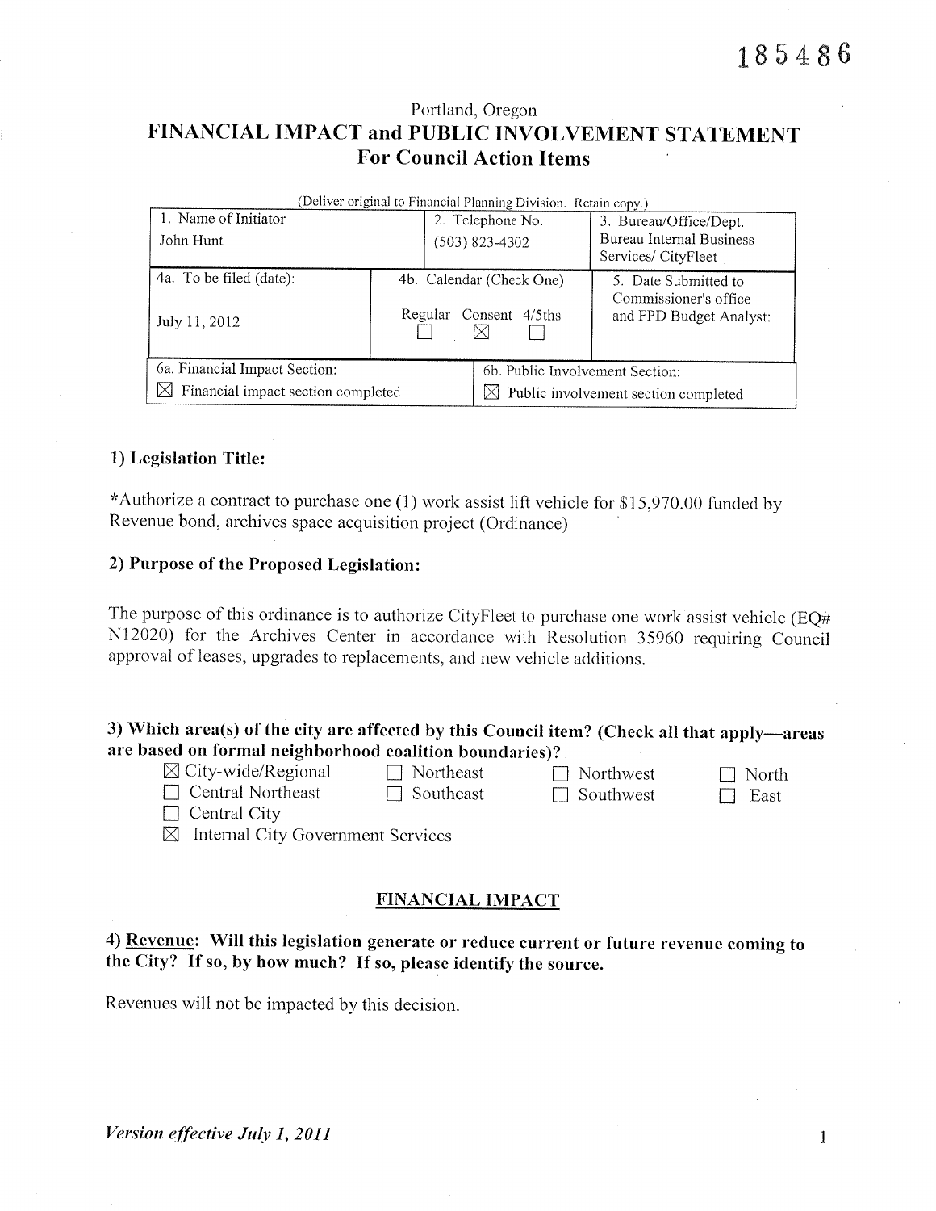185486

Portland, Oregon

# FINANCIAL IMPACT and PUBLIC INVOLVEMENT STATEMENT
## For Council Action Items

(Deliver original to Financial Planning Division. Retain copy.)

| 1. Name of Initiator | 2. Telephone No. | 3. Bureau/Office/Dept. |
|---|---|---|
| John Hunt | (503) 823-4302 | Bureau Internal Business Services/ CityFleet |
| 4a. To be filed (date): July 11, 2012 | 4b. Calendar (Check One) Regular ☐ Consent ☒ 4/5ths ☐ | 5. Date Submitted to Commissioner's office and FPD Budget Analyst: |
| 6a. Financial Impact Section: ☒ Financial impact section completed | 6b. Public Involvement Section: ☒ Public involvement section completed | |

### 1) Legislation Title:

*Authorize a contract to purchase one (1) work assist lift vehicle for $15,970.00 funded by Revenue bond, archives space acquisition project (Ordinance)

### 2) Purpose of the Proposed Legislation:

The purpose of this ordinance is to authorize CityFleet to purchase one work assist vehicle (EQ# N12020) for the Archives Center in accordance with Resolution 35960 requiring Council approval of leases, upgrades to replacements, and new vehicle additions.

### 3) Which area(s) of the city are affected by this Council item? (Check all that apply—areas are based on formal neighborhood coalition boundaries)?

☒ City-wide/Regional ☐ Northeast ☐ Northwest ☐ North
☐ Central Northeast ☐ Southeast ☐ Southwest ☐ East
☐ Central City
☒ Internal City Government Services

## FINANCIAL IMPACT

### 4) Revenue: Will this legislation generate or reduce current or future revenue coming to the City? If so, by how much? If so, please identify the source.

Revenues will not be impacted by this decision.

*Version effective July 1, 2011*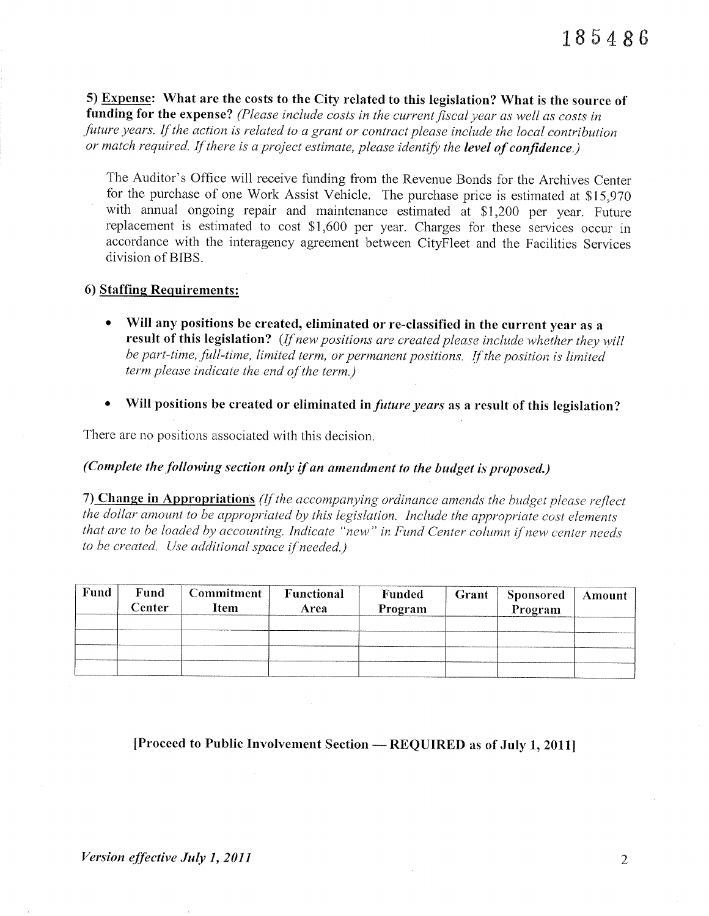**5) <u>Expense</u>: What are the costs to the City related to this legislation? What is the source of funding for the expense?** *(Please include costs in the current fiscal year as well as costs in future years. If the action is related to a grant or contract please include the local contribution or match required. If there is a project estimate, please identify the* ***level of confidence****.)*

The Auditor's Office will receive funding from the Revenue Bonds for the Archives Center for the purchase of one Work Assist Vehicle. The purchase price is estimated at $15,970 with annual ongoing repair and maintenance estimated at $1,200 per year. Future replacement is estimated to cost $1,600 per year. Charges for these services occur in accordance with the interagency agreement between CityFleet and the Facilities Services division of BIBS.

**6) <u>Staffing Requirements</u>:**

- **Will any positions be created, eliminated or re-classified in the current year as a result of this legislation?** *(If new positions are created please include whether they will be part-time, full-time, limited term, or permanent positions. If the position is limited term please indicate the end of the term.)*

- **Will positions be created or eliminated in** ***future years*** **as a result of this legislation?**

There are no positions associated with this decision.

***(Complete the following section only if an amendment to the budget is proposed.)***

**7) <u>Change in Appropriations</u>** *(If the accompanying ordinance amends the budget please reflect the dollar amount to be appropriated by this legislation. Include the appropriate cost elements that are to be loaded by accounting. Indicate "new" in Fund Center column if new center needs to be created. Use additional space if needed.)*

| Fund | Fund Center | Commitment Item | Functional Area | Funded Program | Grant | Sponsored Program | Amount |
|---|---|---|---|---|---|---|---|
| | | | | | | | |
| | | | | | | | |
| | | | | | | | |
| | | | | | | | |

**[Proceed to Public Involvement Section — REQUIRED as of July 1, 2011]**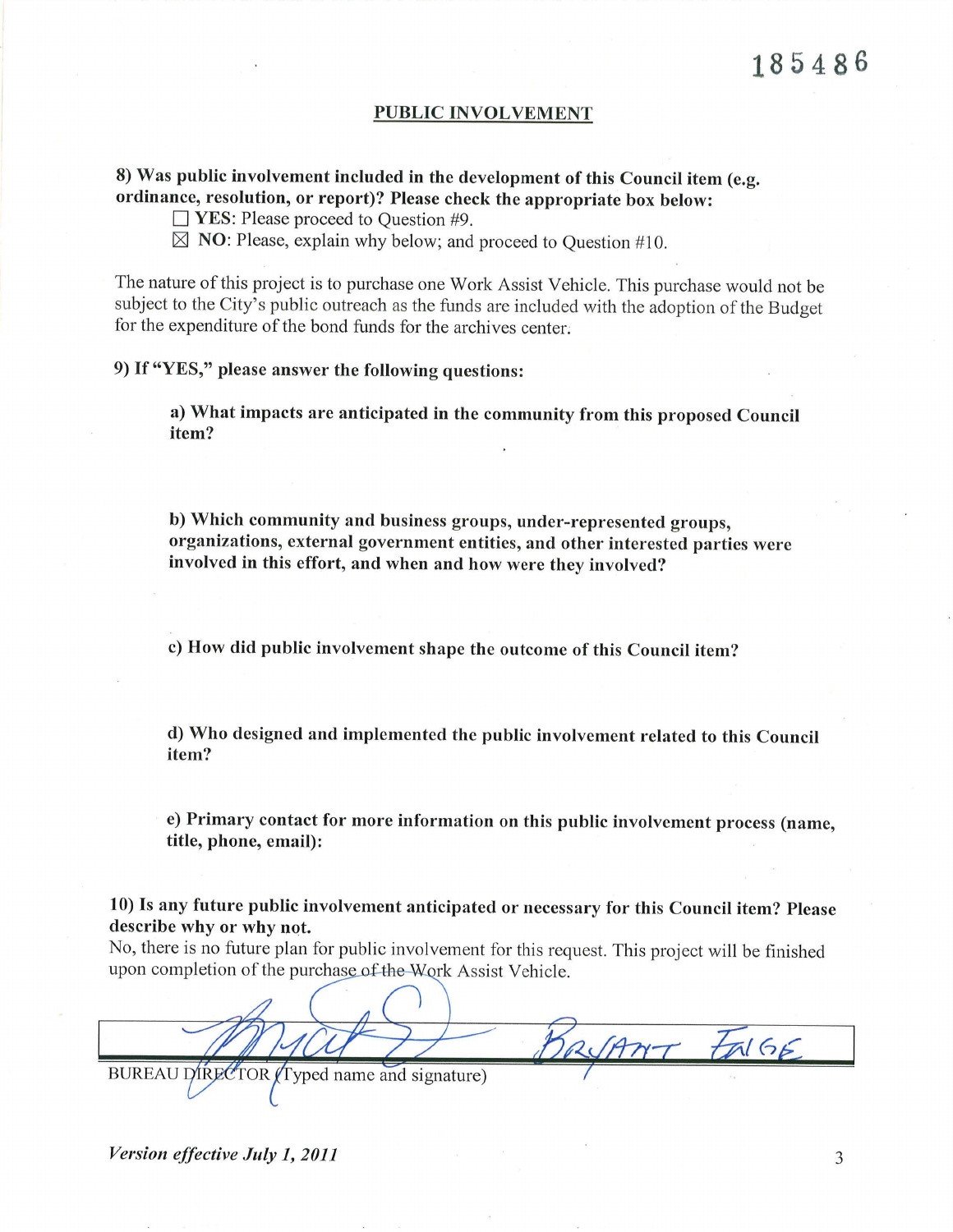185486

## PUBLIC INVOLVEMENT

**8) Was public involvement included in the development of this Council item (e.g. ordinance, resolution, or report)? Please check the appropriate box below:**

☐ **YES**: Please proceed to Question #9.

☒ **NO**: Please, explain why below; and proceed to Question #10.

The nature of this project is to purchase one Work Assist Vehicle. This purchase would not be subject to the City's public outreach as the funds are included with the adoption of the Budget for the expenditure of the bond funds for the archives center.

**9) If "YES," please answer the following questions:**

**a) What impacts are anticipated in the community from this proposed Council item?**

**b) Which community and business groups, under-represented groups, organizations, external government entities, and other interested parties were involved in this effort, and when and how were they involved?**

**c) How did public involvement shape the outcome of this Council item?**

**d) Who designed and implemented the public involvement related to this Council item?**

**e) Primary contact for more information on this public involvement process (name, title, phone, email):**

**10) Is any future public involvement anticipated or necessary for this Council item? Please describe why or why not.**

No, there is no future plan for public involvement for this request. This project will be finished upon completion of the purchase of the Work Assist Vehicle.

BRYANT ENGE

BUREAU DIRECTOR (Typed name and signature)

*Version effective July 1, 2011*